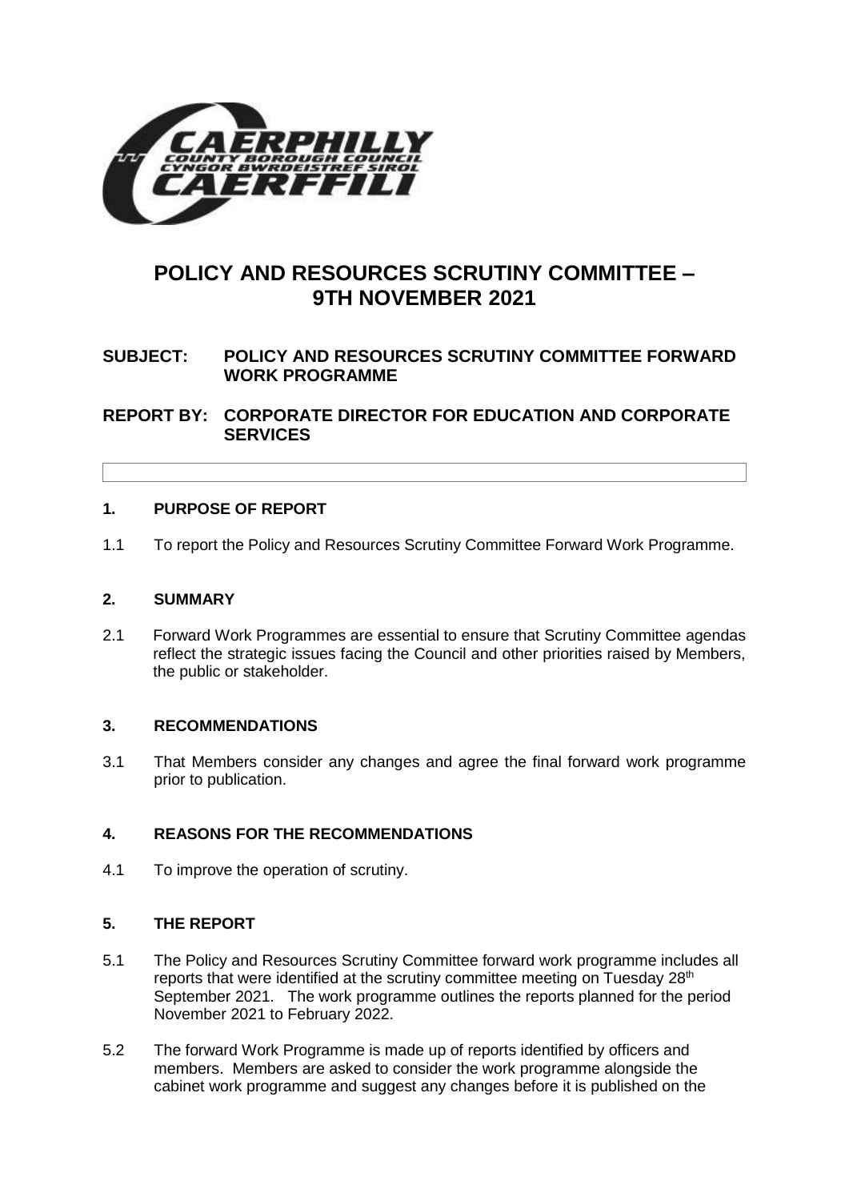# POLICY AND RESOURCES SCRUTINY COMMITTEE – 9TH NOVEMBER 2021

**SUBJECT: POLICY AND RESOURCES SCRUTINY COMMITTEE FORWARD WORK PROGRAMME**

**REPORT BY: CORPORATE DIRECTOR FOR EDUCATION AND CORPORATE SERVICES**

## 1. PURPOSE OF REPORT

1.1 To report the Policy and Resources Scrutiny Committee Forward Work Programme.

## 2. SUMMARY

2.1 Forward Work Programmes are essential to ensure that Scrutiny Committee agendas reflect the strategic issues facing the Council and other priorities raised by Members, the public or stakeholder.

## 3. RECOMMENDATIONS

3.1 That Members consider any changes and agree the final forward work programme prior to publication.

## 4. REASONS FOR THE RECOMMENDATIONS

4.1 To improve the operation of scrutiny.

## 5. THE REPORT

5.1 The Policy and Resources Scrutiny Committee forward work programme includes all reports that were identified at the scrutiny committee meeting on Tuesday 28th September 2021. The work programme outlines the reports planned for the period November 2021 to February 2022.

5.2 The forward Work Programme is made up of reports identified by officers and members. Members are asked to consider the work programme alongside the cabinet work programme and suggest any changes before it is published on the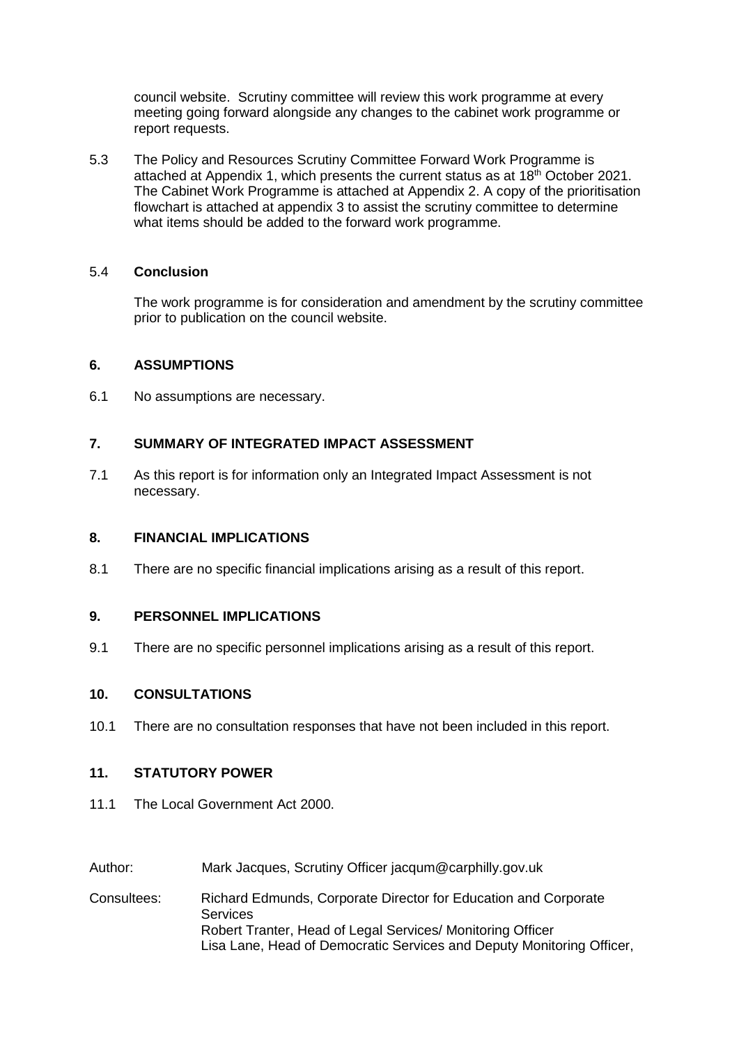council website. Scrutiny committee will review this work programme at every meeting going forward alongside any changes to the cabinet work programme or report requests.

5.3 The Policy and Resources Scrutiny Committee Forward Work Programme is attached at Appendix 1, which presents the current status as at 18th October 2021. The Cabinet Work Programme is attached at Appendix 2. A copy of the prioritisation flowchart is attached at appendix 3 to assist the scrutiny committee to determine what items should be added to the forward work programme.

5.4 **Conclusion**

The work programme is for consideration and amendment by the scrutiny committee prior to publication on the council website.

## 6. ASSUMPTIONS

6.1 No assumptions are necessary.

## 7. SUMMARY OF INTEGRATED IMPACT ASSESSMENT

7.1 As this report is for information only an Integrated Impact Assessment is not necessary.

## 8. FINANCIAL IMPLICATIONS

8.1 There are no specific financial implications arising as a result of this report.

## 9. PERSONNEL IMPLICATIONS

9.1 There are no specific personnel implications arising as a result of this report.

## 10. CONSULTATIONS

10.1 There are no consultation responses that have not been included in this report.

## 11. STATUTORY POWER

11.1 The Local Government Act 2000.

Author: Mark Jacques, Scrutiny Officer jacqum@carphilly.gov.uk

Consultees: Richard Edmunds, Corporate Director for Education and Corporate Services
Robert Tranter, Head of Legal Services/ Monitoring Officer
Lisa Lane, Head of Democratic Services and Deputy Monitoring Officer,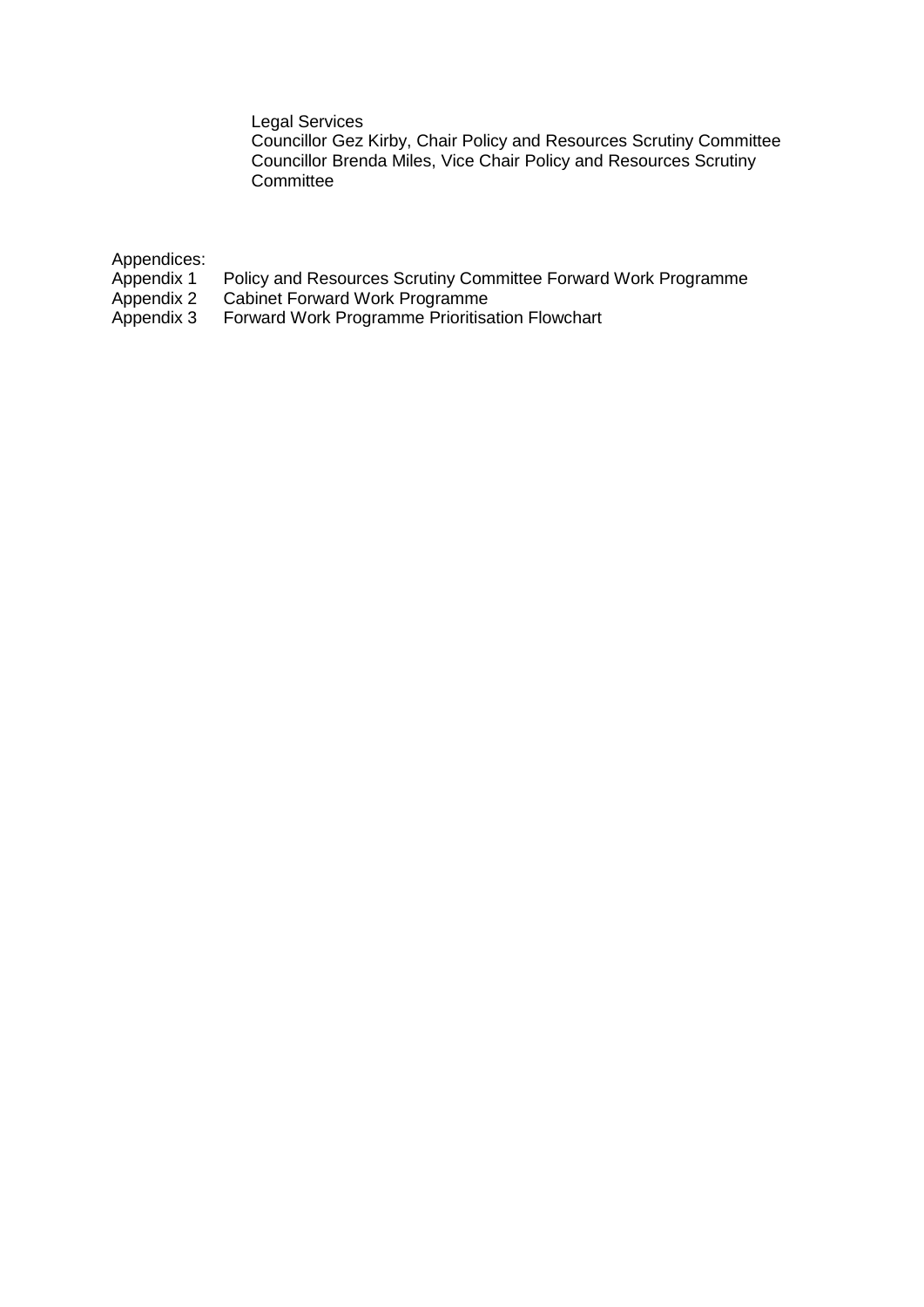Legal Services
Councillor Gez Kirby, Chair Policy and Resources Scrutiny Committee
Councillor Brenda Miles, Vice Chair Policy and Resources Scrutiny Committee

Appendices:

| | |
|---|---|
| Appendix 1 | Policy and Resources Scrutiny Committee Forward Work Programme |
| Appendix 2 | Cabinet Forward Work Programme |
| Appendix 3 | Forward Work Programme Prioritisation Flowchart |